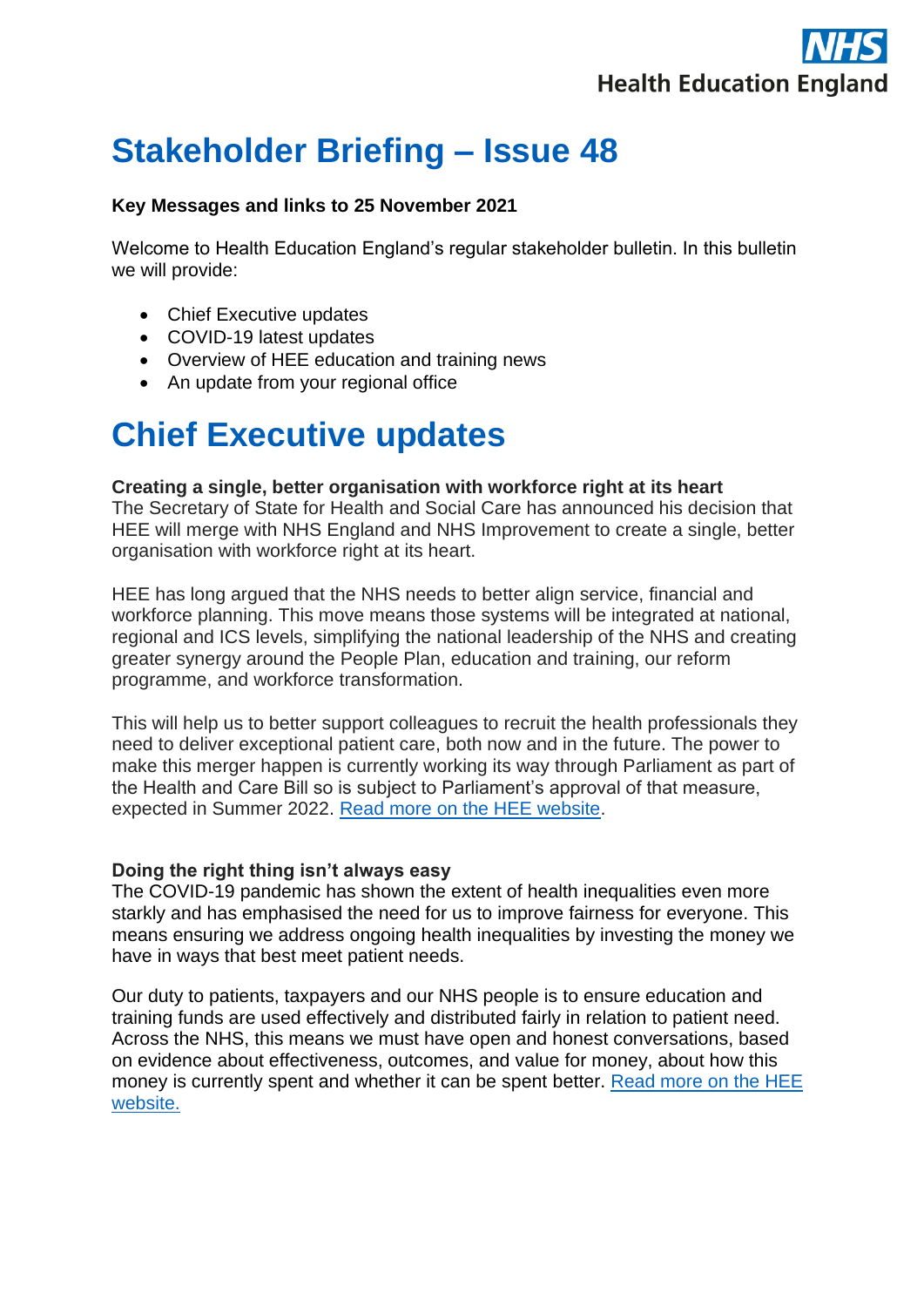# Stakeholder Briefing – Issue 48

**Key Messages and links to 25 November 2021**

Welcome to Health Education England's regular stakeholder bulletin. In this bulletin we will provide:

- Chief Executive updates
- COVID-19 latest updates
- Overview of HEE education and training news
- An update from your regional office

# Chief Executive updates

**Creating a single, better organisation with workforce right at its heart**
The Secretary of State for Health and Social Care has announced his decision that HEE will merge with NHS England and NHS Improvement to create a single, better organisation with workforce right at its heart.

HEE has long argued that the NHS needs to better align service, financial and workforce planning. This move means those systems will be integrated at national, regional and ICS levels, simplifying the national leadership of the NHS and creating greater synergy around the People Plan, education and training, our reform programme, and workforce transformation.

This will help us to better support colleagues to recruit the health professionals they need to deliver exceptional patient care, both now and in the future. The power to make this merger happen is currently working its way through Parliament as part of the Health and Care Bill so is subject to Parliament's approval of that measure, expected in Summer 2022. Read more on the HEE website.

**Doing the right thing isn't always easy**
The COVID-19 pandemic has shown the extent of health inequalities even more starkly and has emphasised the need for us to improve fairness for everyone. This means ensuring we address ongoing health inequalities by investing the money we have in ways that best meet patient needs.

Our duty to patients, taxpayers and our NHS people is to ensure education and training funds are used effectively and distributed fairly in relation to patient need. Across the NHS, this means we must have open and honest conversations, based on evidence about effectiveness, outcomes, and value for money, about how this money is currently spent and whether it can be spent better. Read more on the HEE website.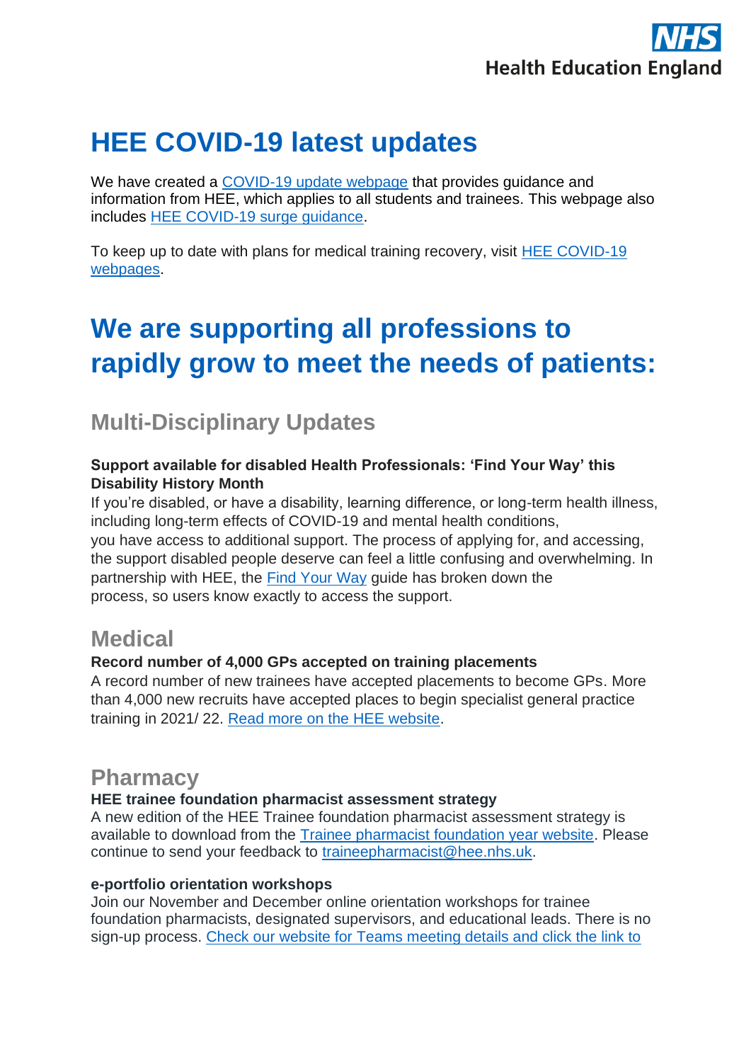# HEE COVID-19 latest updates

We have created a [COVID-19 update webpage](#) that provides guidance and information from HEE, which applies to all students and trainees. This webpage also includes [HEE COVID-19 surge guidance](#).

To keep up to date with plans for medical training recovery, visit [HEE COVID-19 webpages](#).

# We are supporting all professions to rapidly grow to meet the needs of patients:

## Multi-Disciplinary Updates

**Support available for disabled Health Professionals: 'Find Your Way' this Disability History Month**

If you're disabled, or have a disability, learning difference, or long-term health illness, including long-term effects of COVID-19 and mental health conditions, you have access to additional support. The process of applying for, and accessing, the support disabled people deserve can feel a little confusing and overwhelming. In partnership with HEE, the [Find Your Way](#) guide has broken down the process, so users know exactly to access the support.

## Medical

**Record number of 4,000 GPs accepted on training placements**

A record number of new trainees have accepted placements to become GPs. More than 4,000 new recruits have accepted places to begin specialist general practice training in 2021/ 22. [Read more on the HEE website](#).

## Pharmacy

**HEE trainee foundation pharmacist assessment strategy**

A new edition of the HEE Trainee foundation pharmacist assessment strategy is available to download from the [Trainee pharmacist foundation year website](#). Please continue to send your feedback to [traineepharmacist@hee.nhs.uk](mailto:traineepharmacist@hee.nhs.uk).

**e-portfolio orientation workshops**

Join our November and December online orientation workshops for trainee foundation pharmacists, designated supervisors, and educational leads. There is no sign-up process. [Check our website for Teams meeting details and click the link to](#)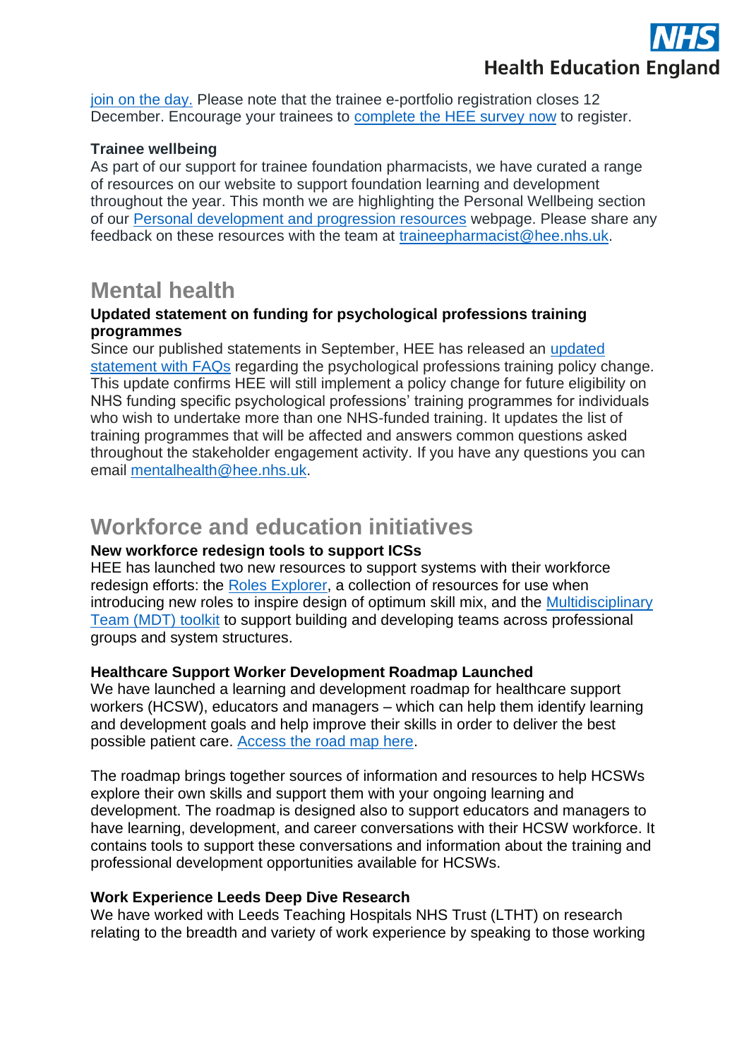join on the day. Please note that the trainee e-portfolio registration closes 12 December. Encourage your trainees to complete the HEE survey now to register.

**Trainee wellbeing**

As part of our support for trainee foundation pharmacists, we have curated a range of resources on our website to support foundation learning and development throughout the year. This month we are highlighting the Personal Wellbeing section of our Personal development and progression resources webpage. Please share any feedback on these resources with the team at traineepharmacist@hee.nhs.uk.

## Mental health

**Updated statement on funding for psychological professions training programmes**

Since our published statements in September, HEE has released an updated statement with FAQs regarding the psychological professions training policy change. This update confirms HEE will still implement a policy change for future eligibility on NHS funding specific psychological professions' training programmes for individuals who wish to undertake more than one NHS-funded training. It updates the list of training programmes that will be affected and answers common questions asked throughout the stakeholder engagement activity. If you have any questions you can email mentalhealth@hee.nhs.uk.

## Workforce and education initiatives

**New workforce redesign tools to support ICSs**

HEE has launched two new resources to support systems with their workforce redesign efforts: the Roles Explorer, a collection of resources for use when introducing new roles to inspire design of optimum skill mix, and the Multidisciplinary Team (MDT) toolkit to support building and developing teams across professional groups and system structures.

**Healthcare Support Worker Development Roadmap Launched**

We have launched a learning and development roadmap for healthcare support workers (HCSW), educators and managers – which can help them identify learning and development goals and help improve their skills in order to deliver the best possible patient care. Access the road map here.

The roadmap brings together sources of information and resources to help HCSWs explore their own skills and support them with your ongoing learning and development. The roadmap is designed also to support educators and managers to have learning, development, and career conversations with their HCSW workforce. It contains tools to support these conversations and information about the training and professional development opportunities available for HCSWs.

**Work Experience Leeds Deep Dive Research**

We have worked with Leeds Teaching Hospitals NHS Trust (LTHT) on research relating to the breadth and variety of work experience by speaking to those working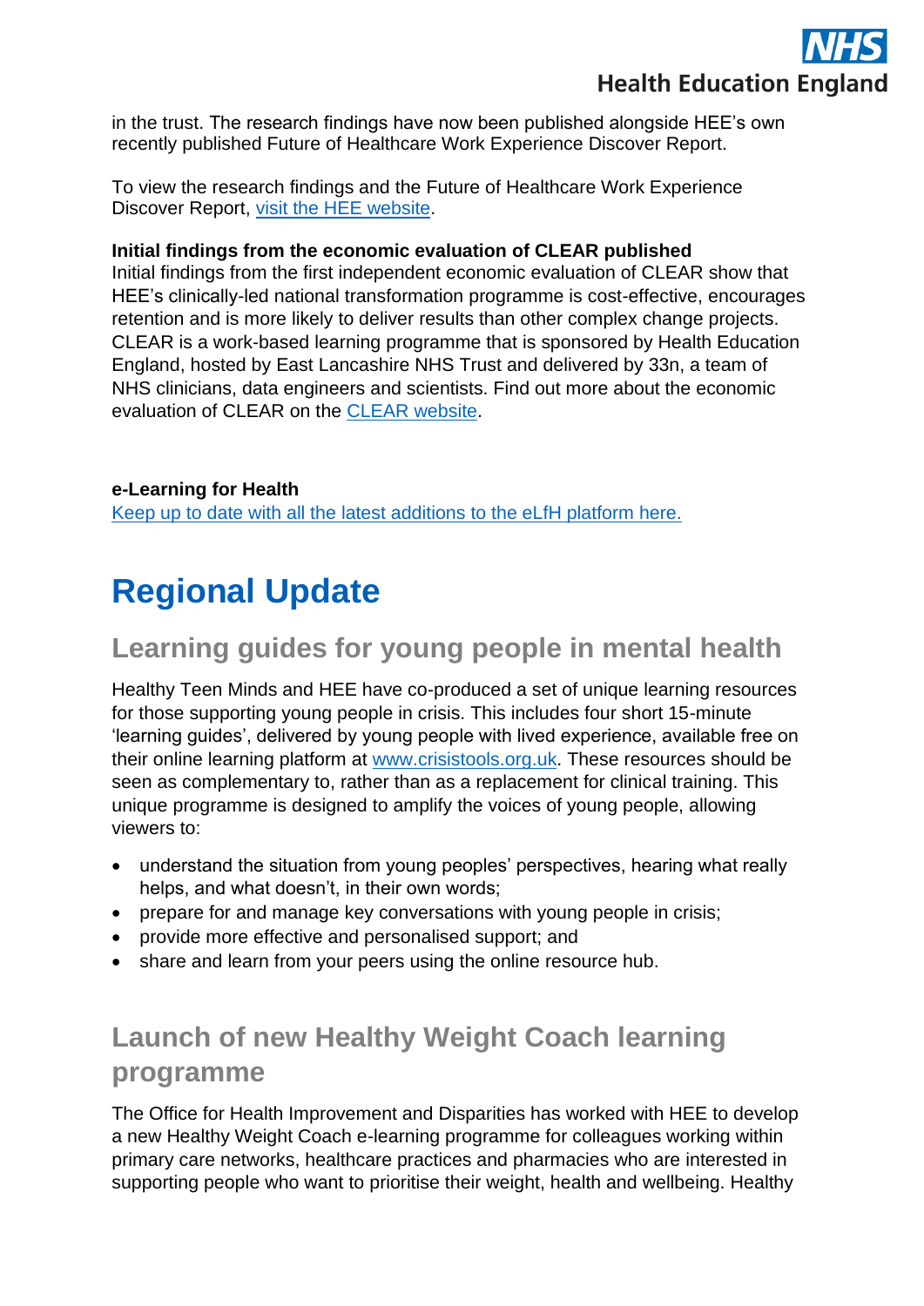in the trust. The research findings have now been published alongside HEE's own recently published Future of Healthcare Work Experience Discover Report.

To view the research findings and the Future of Healthcare Work Experience Discover Report, [visit the HEE website](#).

**Initial findings from the economic evaluation of CLEAR published**
Initial findings from the first independent economic evaluation of CLEAR show that HEE's clinically-led national transformation programme is cost-effective, encourages retention and is more likely to deliver results than other complex change projects. CLEAR is a work-based learning programme that is sponsored by Health Education England, hosted by East Lancashire NHS Trust and delivered by 33n, a team of NHS clinicians, data engineers and scientists. Find out more about the economic evaluation of CLEAR on the [CLEAR website](#).

**e-Learning for Health**
[Keep up to date with all the latest additions to the eLfH platform here.](#)

# Regional Update

## Learning guides for young people in mental health

Healthy Teen Minds and HEE have co-produced a set of unique learning resources for those supporting young people in crisis. This includes four short 15-minute 'learning guides', delivered by young people with lived experience, available free on their online learning platform at [www.crisistools.org.uk](http://www.crisistools.org.uk). These resources should be seen as complementary to, rather than as a replacement for clinical training. This unique programme is designed to amplify the voices of young people, allowing viewers to:

- understand the situation from young peoples' perspectives, hearing what really helps, and what doesn't, in their own words;
- prepare for and manage key conversations with young people in crisis;
- provide more effective and personalised support; and
- share and learn from your peers using the online resource hub.

## Launch of new Healthy Weight Coach learning programme

The Office for Health Improvement and Disparities has worked with HEE to develop a new Healthy Weight Coach e-learning programme for colleagues working within primary care networks, healthcare practices and pharmacies who are interested in supporting people who want to prioritise their weight, health and wellbeing. Healthy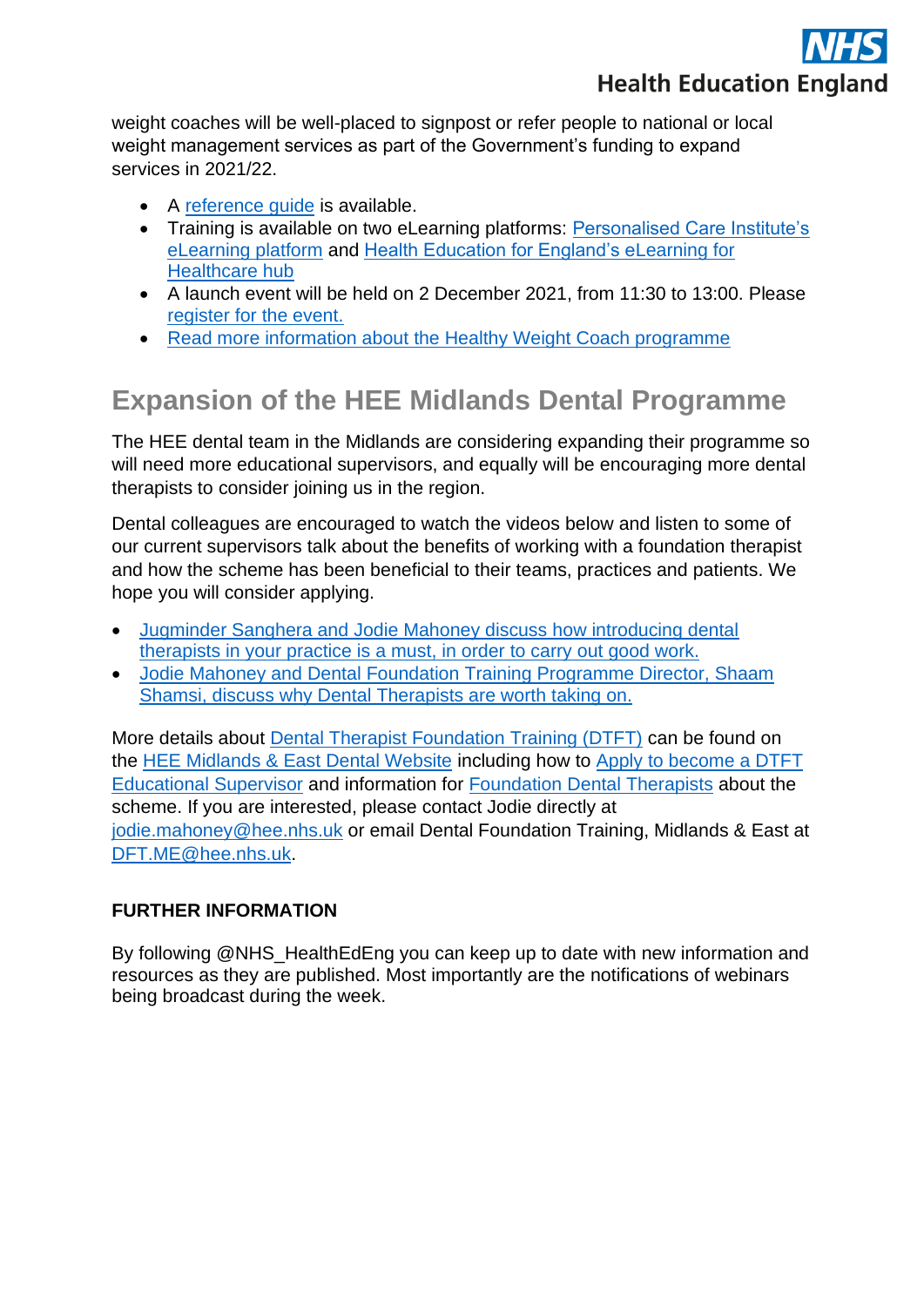weight coaches will be well-placed to signpost or refer people to national or local weight management services as part of the Government's funding to expand services in 2021/22.

- A reference guide is available.
- Training is available on two eLearning platforms: Personalised Care Institute's eLearning platform and Health Education for England's eLearning for Healthcare hub
- A launch event will be held on 2 December 2021, from 11:30 to 13:00. Please register for the event.
- Read more information about the Healthy Weight Coach programme

## Expansion of the HEE Midlands Dental Programme

The HEE dental team in the Midlands are considering expanding their programme so will need more educational supervisors, and equally will be encouraging more dental therapists to consider joining us in the region.

Dental colleagues are encouraged to watch the videos below and listen to some of our current supervisors talk about the benefits of working with a foundation therapist and how the scheme has been beneficial to their teams, practices and patients. We hope you will consider applying.

- Jugminder Sanghera and Jodie Mahoney discuss how introducing dental therapists in your practice is a must, in order to carry out good work.
- Jodie Mahoney and Dental Foundation Training Programme Director, Shaam Shamsi, discuss why Dental Therapists are worth taking on.

More details about Dental Therapist Foundation Training (DTFT) can be found on the HEE Midlands & East Dental Website including how to Apply to become a DTFT Educational Supervisor and information for Foundation Dental Therapists about the scheme. If you are interested, please contact Jodie directly at jodie.mahoney@hee.nhs.uk or email Dental Foundation Training, Midlands & East at DFT.ME@hee.nhs.uk.

**FURTHER INFORMATION**

By following @NHS_HealthEdEng you can keep up to date with new information and resources as they are published. Most importantly are the notifications of webinars being broadcast during the week.